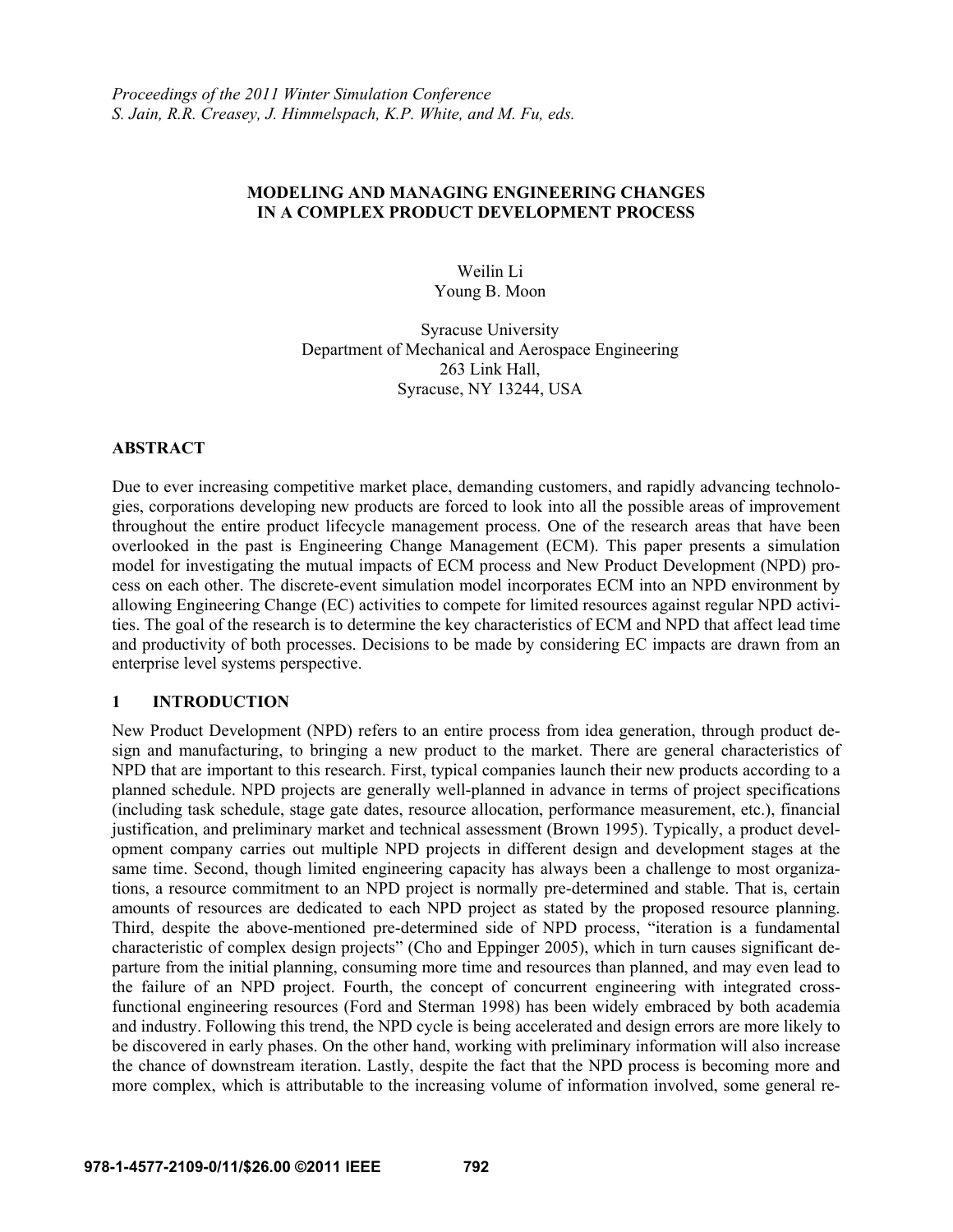*Proceedings of the 2011 Winter Simulation Conference*
*S. Jain, R.R. Creasey, J. Himmelspach, K.P. White, and M. Fu, eds.*

# MODELING AND MANAGING ENGINEERING CHANGES IN A COMPLEX PRODUCT DEVELOPMENT PROCESS

Weilin Li
Young B. Moon

Syracuse University
Department of Mechanical and Aerospace Engineering
263 Link Hall,
Syracuse, NY 13244, USA

## ABSTRACT

Due to ever increasing competitive market place, demanding customers, and rapidly advancing technologies, corporations developing new products are forced to look into all the possible areas of improvement throughout the entire product lifecycle management process. One of the research areas that have been overlooked in the past is Engineering Change Management (ECM). This paper presents a simulation model for investigating the mutual impacts of ECM process and New Product Development (NPD) process on each other. The discrete-event simulation model incorporates ECM into an NPD environment by allowing Engineering Change (EC) activities to compete for limited resources against regular NPD activities. The goal of the research is to determine the key characteristics of ECM and NPD that affect lead time and productivity of both processes. Decisions to be made by considering EC impacts are drawn from an enterprise level systems perspective.

## 1 INTRODUCTION

New Product Development (NPD) refers to an entire process from idea generation, through product design and manufacturing, to bringing a new product to the market. There are general characteristics of NPD that are important to this research. First, typical companies launch their new products according to a planned schedule. NPD projects are generally well-planned in advance in terms of project specifications (including task schedule, stage gate dates, resource allocation, performance measurement, etc.), financial justification, and preliminary market and technical assessment (Brown 1995). Typically, a product development company carries out multiple NPD projects in different design and development stages at the same time. Second, though limited engineering capacity has always been a challenge to most organizations, a resource commitment to an NPD project is normally pre-determined and stable. That is, certain amounts of resources are dedicated to each NPD project as stated by the proposed resource planning. Third, despite the above-mentioned pre-determined side of NPD process, "iteration is a fundamental characteristic of complex design projects" (Cho and Eppinger 2005), which in turn causes significant departure from the initial planning, consuming more time and resources than planned, and may even lead to the failure of an NPD project. Fourth, the concept of concurrent engineering with integrated cross-functional engineering resources (Ford and Sterman 1998) has been widely embraced by both academia and industry. Following this trend, the NPD cycle is being accelerated and design errors are more likely to be discovered in early phases. On the other hand, working with preliminary information will also increase the chance of downstream iteration. Lastly, despite the fact that the NPD process is becoming more and more complex, which is attributable to the increasing volume of information involved, some general re-

**978-1-4577-2109-0/11/$26.00 ©2011 IEEE**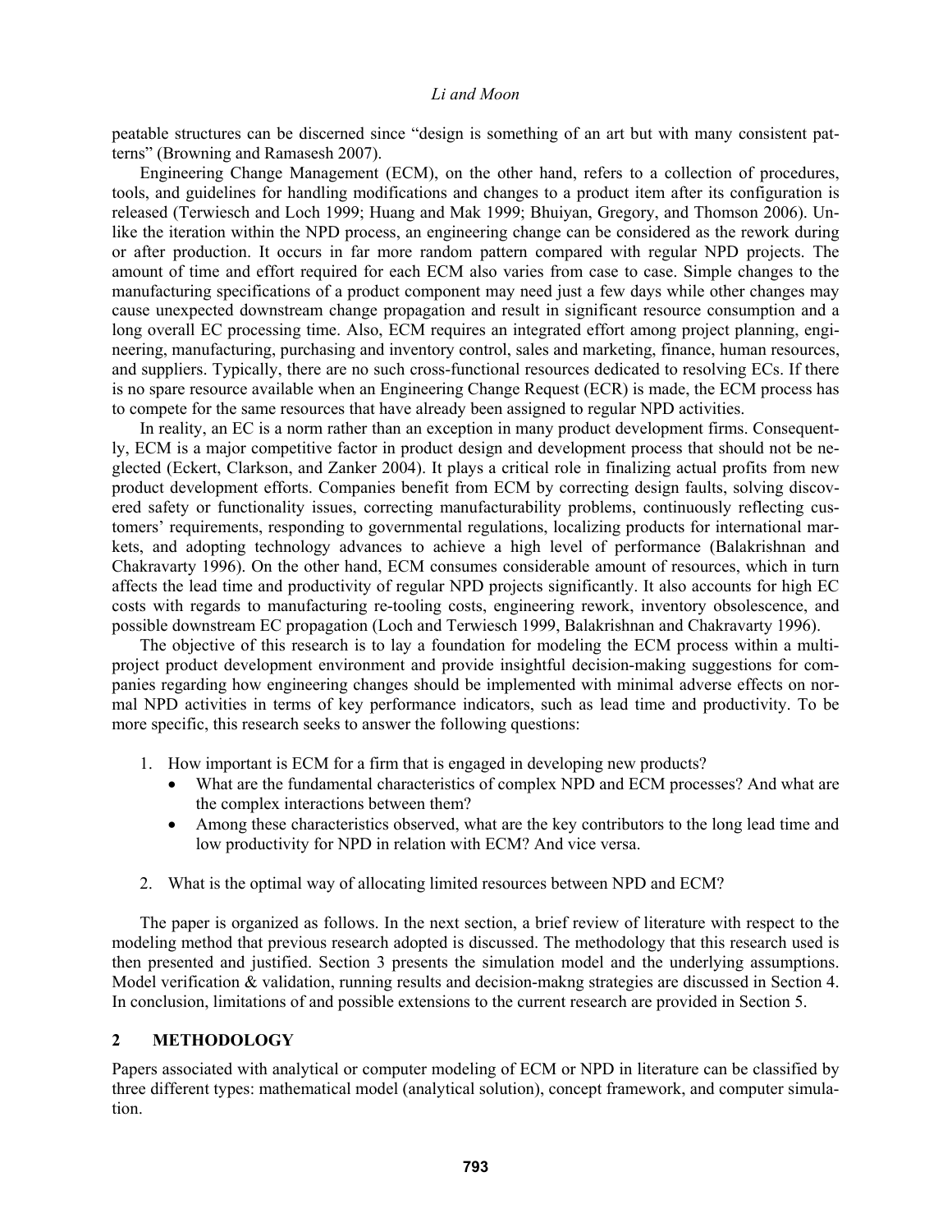peatable structures can be discerned since "design is something of an art but with many consistent patterns" (Browning and Ramasesh 2007).

Engineering Change Management (ECM), on the other hand, refers to a collection of procedures, tools, and guidelines for handling modifications and changes to a product item after its configuration is released (Terwiesch and Loch 1999; Huang and Mak 1999; Bhuiyan, Gregory, and Thomson 2006). Unlike the iteration within the NPD process, an engineering change can be considered as the rework during or after production. It occurs in far more random pattern compared with regular NPD projects. The amount of time and effort required for each ECM also varies from case to case. Simple changes to the manufacturing specifications of a product component may need just a few days while other changes may cause unexpected downstream change propagation and result in significant resource consumption and a long overall EC processing time. Also, ECM requires an integrated effort among project planning, engineering, manufacturing, purchasing and inventory control, sales and marketing, finance, human resources, and suppliers. Typically, there are no such cross-functional resources dedicated to resolving ECs. If there is no spare resource available when an Engineering Change Request (ECR) is made, the ECM process has to compete for the same resources that have already been assigned to regular NPD activities.

In reality, an EC is a norm rather than an exception in many product development firms. Consequently, ECM is a major competitive factor in product design and development process that should not be neglected (Eckert, Clarkson, and Zanker 2004). It plays a critical role in finalizing actual profits from new product development efforts. Companies benefit from ECM by correcting design faults, solving discovered safety or functionality issues, correcting manufacturability problems, continuously reflecting customers' requirements, responding to governmental regulations, localizing products for international markets, and adopting technology advances to achieve a high level of performance (Balakrishnan and Chakravarty 1996). On the other hand, ECM consumes considerable amount of resources, which in turn affects the lead time and productivity of regular NPD projects significantly. It also accounts for high EC costs with regards to manufacturing re-tooling costs, engineering rework, inventory obsolescence, and possible downstream EC propagation (Loch and Terwiesch 1999, Balakrishnan and Chakravarty 1996).

The objective of this research is to lay a foundation for modeling the ECM process within a multi-project product development environment and provide insightful decision-making suggestions for companies regarding how engineering changes should be implemented with minimal adverse effects on normal NPD activities in terms of key performance indicators, such as lead time and productivity. To be more specific, this research seeks to answer the following questions:

1. How important is ECM for a firm that is engaged in developing new products?
   - What are the fundamental characteristics of complex NPD and ECM processes? And what are the complex interactions between them?
   - Among these characteristics observed, what are the key contributors to the long lead time and low productivity for NPD in relation with ECM? And vice versa.
2. What is the optimal way of allocating limited resources between NPD and ECM?

The paper is organized as follows. In the next section, a brief review of literature with respect to the modeling method that previous research adopted is discussed. The methodology that this research used is then presented and justified. Section 3 presents the simulation model and the underlying assumptions. Model verification & validation, running results and decision-makng strategies are discussed in Section 4. In conclusion, limitations of and possible extensions to the current research are provided in Section 5.

## 2 METHODOLOGY

Papers associated with analytical or computer modeling of ECM or NPD in literature can be classified by three different types: mathematical model (analytical solution), concept framework, and computer simulation.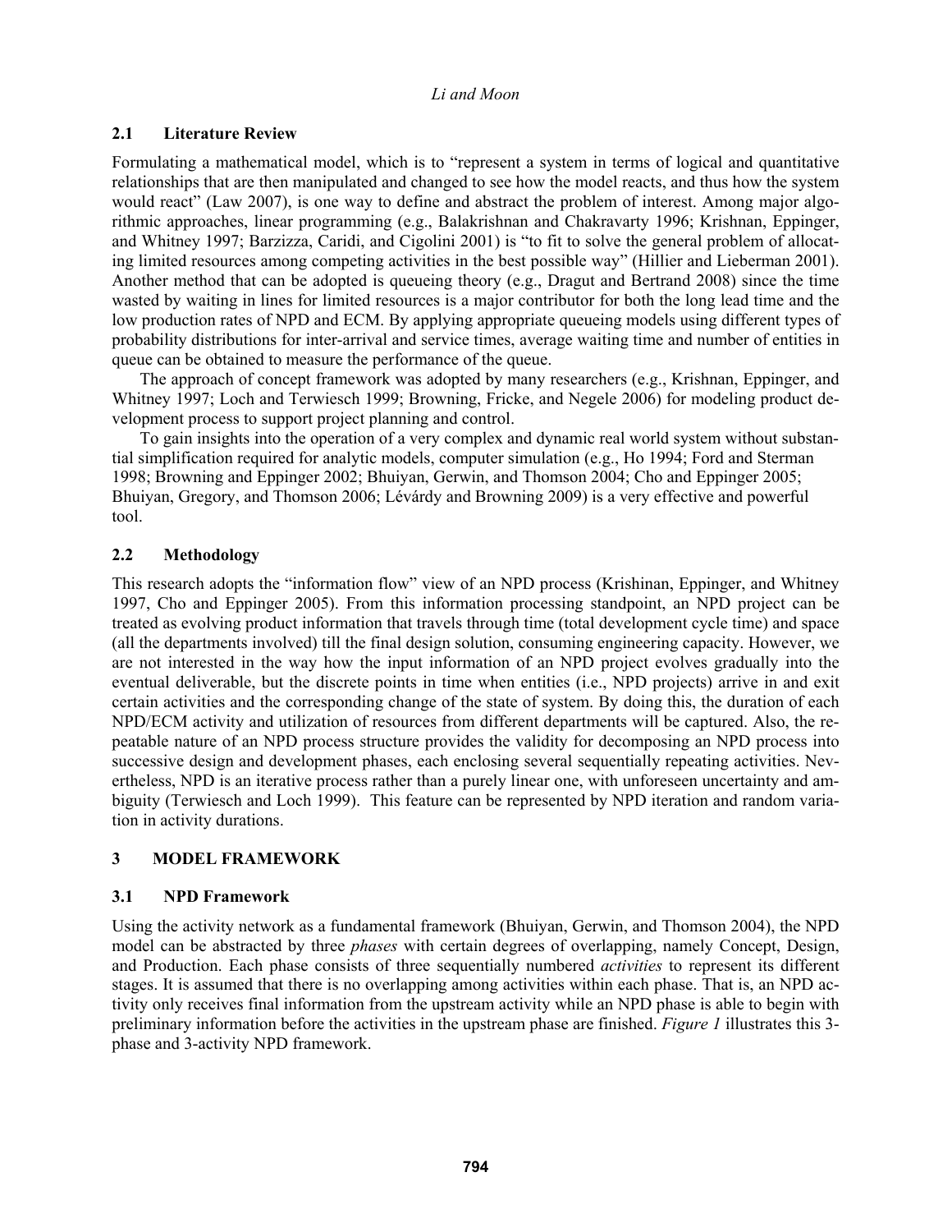## 2.1 Literature Review

Formulating a mathematical model, which is to "represent a system in terms of logical and quantitative relationships that are then manipulated and changed to see how the model reacts, and thus how the system would react" (Law 2007), is one way to define and abstract the problem of interest. Among major algorithmic approaches, linear programming (e.g., Balakrishnan and Chakravarty 1996; Krishnan, Eppinger, and Whitney 1997; Barzizza, Caridi, and Cigolini 2001) is "to fit to solve the general problem of allocating limited resources among competing activities in the best possible way" (Hillier and Lieberman 2001). Another method that can be adopted is queueing theory (e.g., Dragut and Bertrand 2008) since the time wasted by waiting in lines for limited resources is a major contributor for both the long lead time and the low production rates of NPD and ECM. By applying appropriate queueing models using different types of probability distributions for inter-arrival and service times, average waiting time and number of entities in queue can be obtained to measure the performance of the queue.

The approach of concept framework was adopted by many researchers (e.g., Krishnan, Eppinger, and Whitney 1997; Loch and Terwiesch 1999; Browning, Fricke, and Negele 2006) for modeling product development process to support project planning and control.

To gain insights into the operation of a very complex and dynamic real world system without substantial simplification required for analytic models, computer simulation (e.g., Ho 1994; Ford and Sterman 1998; Browning and Eppinger 2002; Bhuiyan, Gerwin, and Thomson 2004; Cho and Eppinger 2005; Bhuiyan, Gregory, and Thomson 2006; Lévárdy and Browning 2009) is a very effective and powerful tool.

## 2.2 Methodology

This research adopts the "information flow" view of an NPD process (Krishinan, Eppinger, and Whitney 1997, Cho and Eppinger 2005). From this information processing standpoint, an NPD project can be treated as evolving product information that travels through time (total development cycle time) and space (all the departments involved) till the final design solution, consuming engineering capacity. However, we are not interested in the way how the input information of an NPD project evolves gradually into the eventual deliverable, but the discrete points in time when entities (i.e., NPD projects) arrive in and exit certain activities and the corresponding change of the state of system. By doing this, the duration of each NPD/ECM activity and utilization of resources from different departments will be captured. Also, the repeatable nature of an NPD process structure provides the validity for decomposing an NPD process into successive design and development phases, each enclosing several sequentially repeating activities. Nevertheless, NPD is an iterative process rather than a purely linear one, with unforeseen uncertainty and ambiguity (Terwiesch and Loch 1999). This feature can be represented by NPD iteration and random variation in activity durations.

# 3 MODEL FRAMEWORK

## 3.1 NPD Framework

Using the activity network as a fundamental framework (Bhuiyan, Gerwin, and Thomson 2004), the NPD model can be abstracted by three *phases* with certain degrees of overlapping, namely Concept, Design, and Production. Each phase consists of three sequentially numbered *activities* to represent its different stages. It is assumed that there is no overlapping among activities within each phase. That is, an NPD activity only receives final information from the upstream activity while an NPD phase is able to begin with preliminary information before the activities in the upstream phase are finished. *Figure 1* illustrates this 3-phase and 3-activity NPD framework.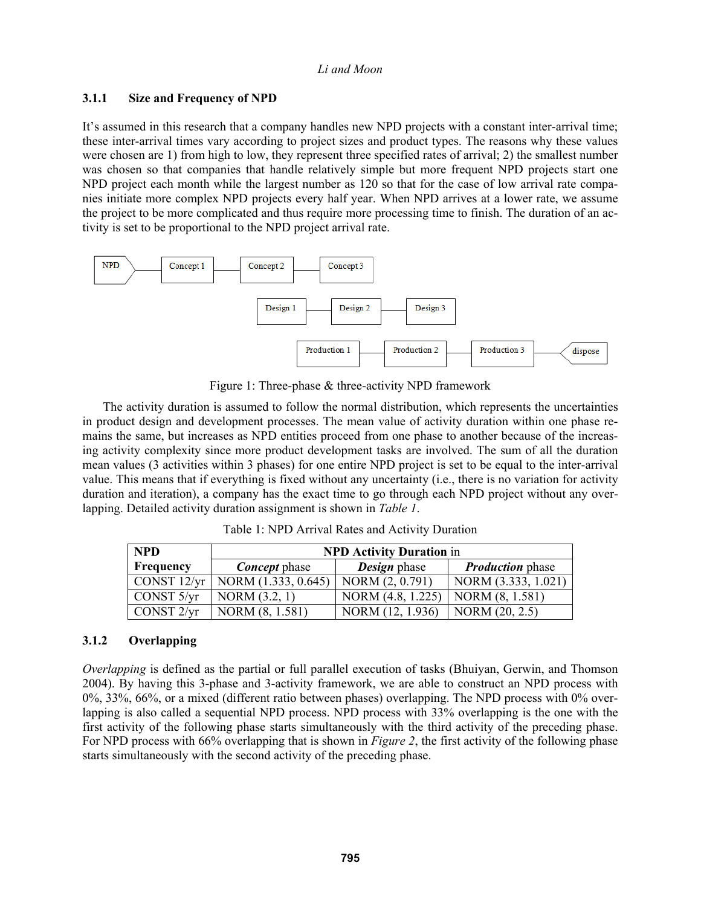### 3.1.1 Size and Frequency of NPD

It's assumed in this research that a company handles new NPD projects with a constant inter-arrival time; these inter-arrival times vary according to project sizes and product types. The reasons why these values were chosen are 1) from high to low, they represent three specified rates of arrival; 2) the smallest number was chosen so that companies that handle relatively simple but more frequent NPD projects start one NPD project each month while the largest number as 120 so that for the case of low arrival rate companies initiate more complex NPD projects every half year. When NPD arrives at a lower rate, we assume the project to be more complicated and thus require more processing time to finish. The duration of an activity is set to be proportional to the NPD project arrival rate.

NPD → Concept 1 → Concept 2 → Concept 3

Design 1 → Design 2 → Design 3

Production 1 → Production 2 → Production 3 → dispose

Figure 1: Three-phase & three-activity NPD framework

The activity duration is assumed to follow the normal distribution, which represents the uncertainties in product design and development processes. The mean value of activity duration within one phase remains the same, but increases as NPD entities proceed from one phase to another because of the increasing activity complexity since more product development tasks are involved. The sum of all the duration mean values (3 activities within 3 phases) for one entire NPD project is set to be equal to the inter-arrival value. This means that if everything is fixed without any uncertainty (i.e., there is no variation for activity duration and iteration), a company has the exact time to go through each NPD project without any overlapping. Detailed activity duration assignment is shown in *Table 1*.

Table 1: NPD Arrival Rates and Activity Duration

| **NPD Frequency** | **NPD Activity Duration** in | | |
|---|---|---|---|
| | ***Concept*** phase | ***Design*** phase | ***Production*** phase |
| CONST 12/yr | NORM (1.333, 0.645) | NORM (2, 0.791) | NORM (3.333, 1.021) |
| CONST 5/yr | NORM (3.2, 1) | NORM (4.8, 1.225) | NORM (8, 1.581) |
| CONST 2/yr | NORM (8, 1.581) | NORM (12, 1.936) | NORM (20, 2.5) |

### 3.1.2 Overlapping

*Overlapping* is defined as the partial or full parallel execution of tasks (Bhuiyan, Gerwin, and Thomson 2004). By having this 3-phase and 3-activity framework, we are able to construct an NPD process with 0%, 33%, 66%, or a mixed (different ratio between phases) overlapping. The NPD process with 0% overlapping is also called a sequential NPD process. NPD process with 33% overlapping is the one with the first activity of the following phase starts simultaneously with the third activity of the preceding phase. For NPD process with 66% overlapping that is shown in *Figure 2*, the first activity of the following phase starts simultaneously with the second activity of the preceding phase.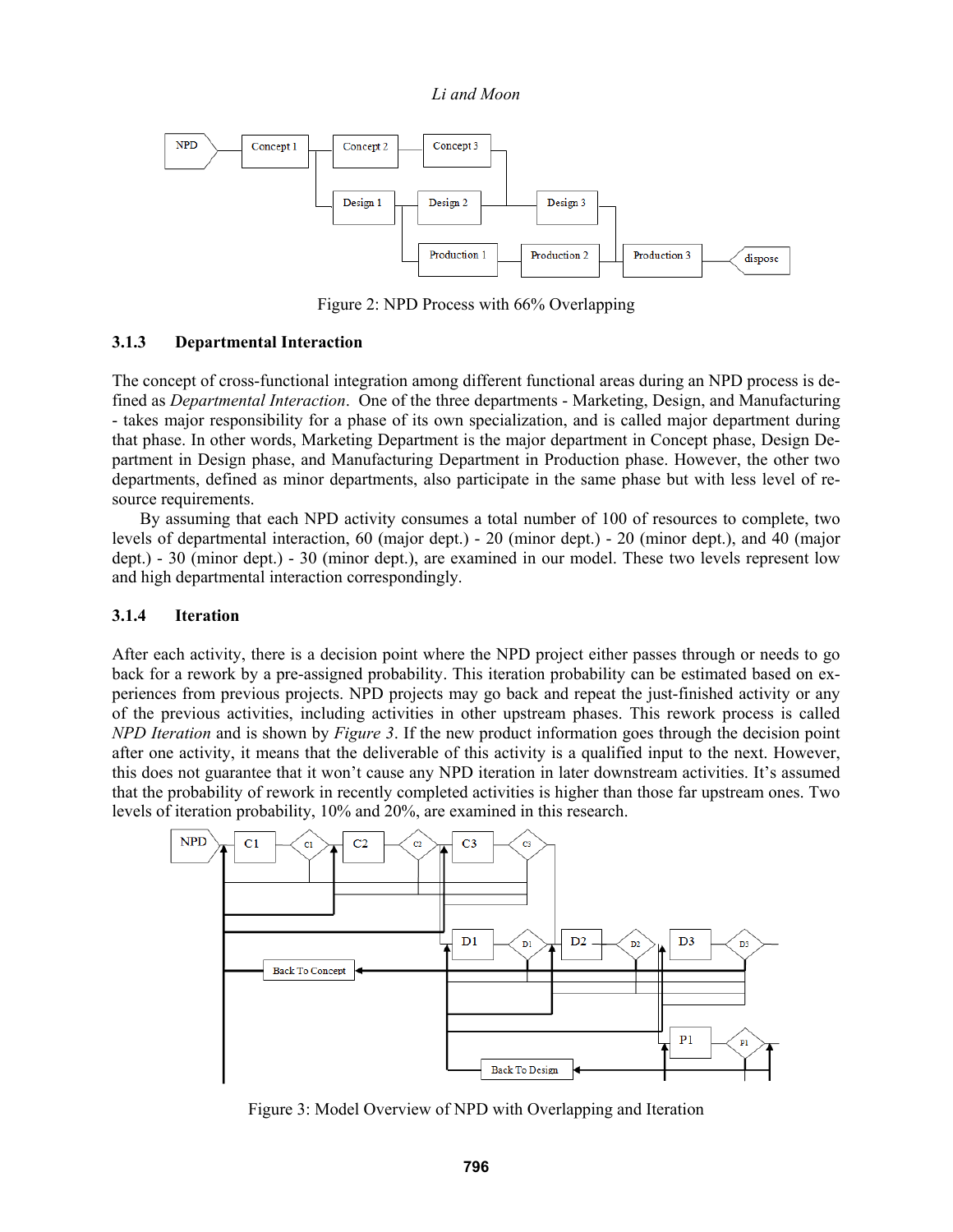Figure 2: NPD Process with 66% Overlapping

### 3.1.3 Departmental Interaction

The concept of cross-functional integration among different functional areas during an NPD process is defined as *Departmental Interaction*. One of the three departments - Marketing, Design, and Manufacturing - takes major responsibility for a phase of its own specialization, and is called major department during that phase. In other words, Marketing Department is the major department in Concept phase, Design Department in Design phase, and Manufacturing Department in Production phase. However, the other two departments, defined as minor departments, also participate in the same phase but with less level of resource requirements.

By assuming that each NPD activity consumes a total number of 100 of resources to complete, two levels of departmental interaction, 60 (major dept.) - 20 (minor dept.) - 20 (minor dept.), and 40 (major dept.) - 30 (minor dept.) - 30 (minor dept.), are examined in our model. These two levels represent low and high departmental interaction correspondingly.

### 3.1.4 Iteration

After each activity, there is a decision point where the NPD project either passes through or needs to go back for a rework by a pre-assigned probability. This iteration probability can be estimated based on experiences from previous projects. NPD projects may go back and repeat the just-finished activity or any of the previous activities, including activities in other upstream phases. This rework process is called *NPD Iteration* and is shown by *Figure 3*. If the new product information goes through the decision point after one activity, it means that the deliverable of this activity is a qualified input to the next. However, this does not guarantee that it won't cause any NPD iteration in later downstream activities. It's assumed that the probability of rework in recently completed activities is higher than those far upstream ones. Two levels of iteration probability, 10% and 20%, are examined in this research.

Figure 3: Model Overview of NPD with Overlapping and Iteration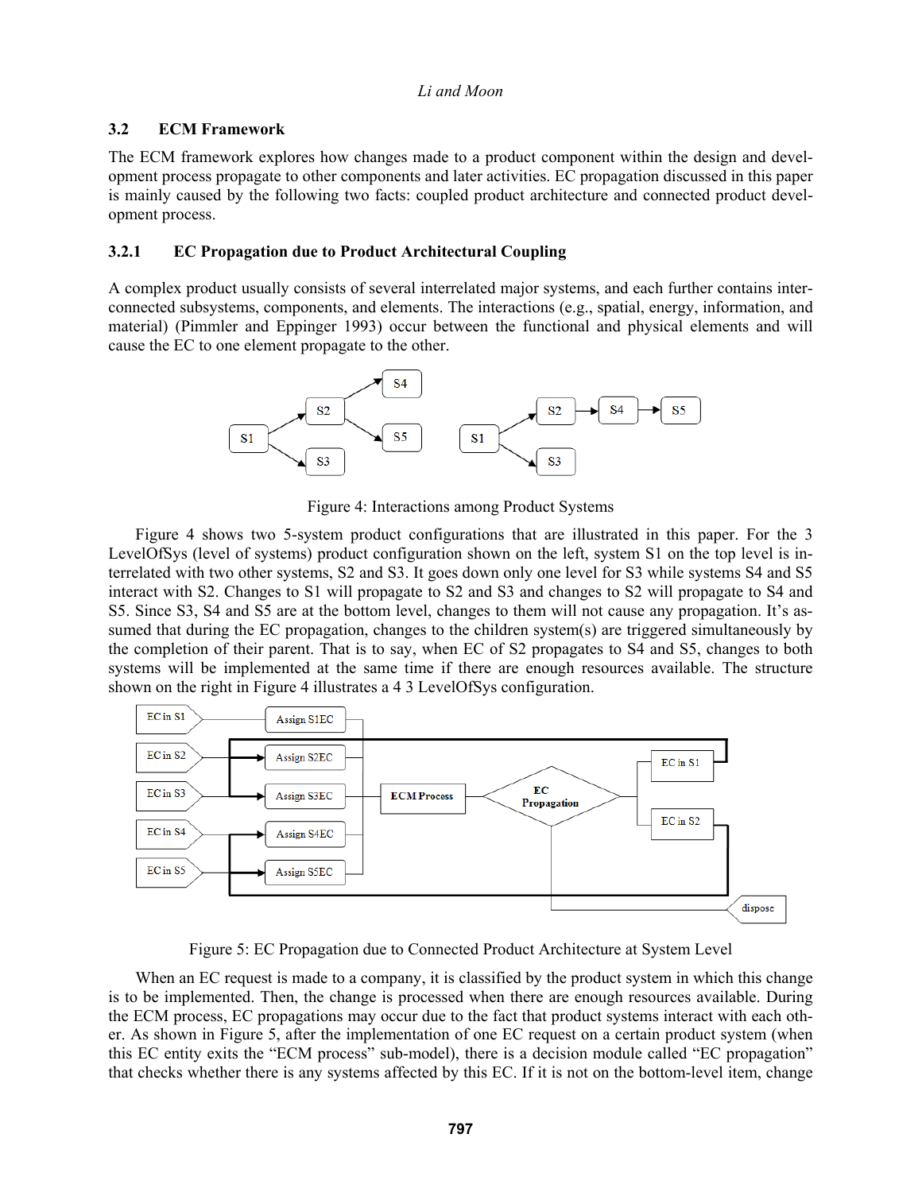### 3.2 ECM Framework

The ECM framework explores how changes made to a product component within the design and development process propagate to other components and later activities. EC propagation discussed in this paper is mainly caused by the following two facts: coupled product architecture and connected product development process.

#### 3.2.1 EC Propagation due to Product Architectural Coupling

A complex product usually consists of several interrelated major systems, and each further contains interconnected subsystems, components, and elements. The interactions (e.g., spatial, energy, information, and material) (Pimmler and Eppinger 1993) occur between the functional and physical elements and will cause the EC to one element propagate to the other.

Figure 4: Interactions among Product Systems

Figure 4 shows two 5-system product configurations that are illustrated in this paper. For the 3 LevelOfSys (level of systems) product configuration shown on the left, system S1 on the top level is interrelated with two other systems, S2 and S3. It goes down only one level for S3 while systems S4 and S5 interact with S2. Changes to S1 will propagate to S2 and S3 and changes to S2 will propagate to S4 and S5. Since S3, S4 and S5 are at the bottom level, changes to them will not cause any propagation. It's assumed that during the EC propagation, changes to the children system(s) are triggered simultaneously by the completion of their parent. That is to say, when EC of S2 propagates to S4 and S5, changes to both systems will be implemented at the same time if there are enough resources available. The structure shown on the right in Figure 4 illustrates a 4 3 LevelOfSys configuration.

Figure 5: EC Propagation due to Connected Product Architecture at System Level

When an EC request is made to a company, it is classified by the product system in which this change is to be implemented. Then, the change is processed when there are enough resources available. During the ECM process, EC propagations may occur due to the fact that product systems interact with each other. As shown in Figure 5, after the implementation of one EC request on a certain product system (when this EC entity exits the "ECM process" sub-model), there is a decision module called "EC propagation" that checks whether there is any systems affected by this EC. If it is not on the bottom-level item, change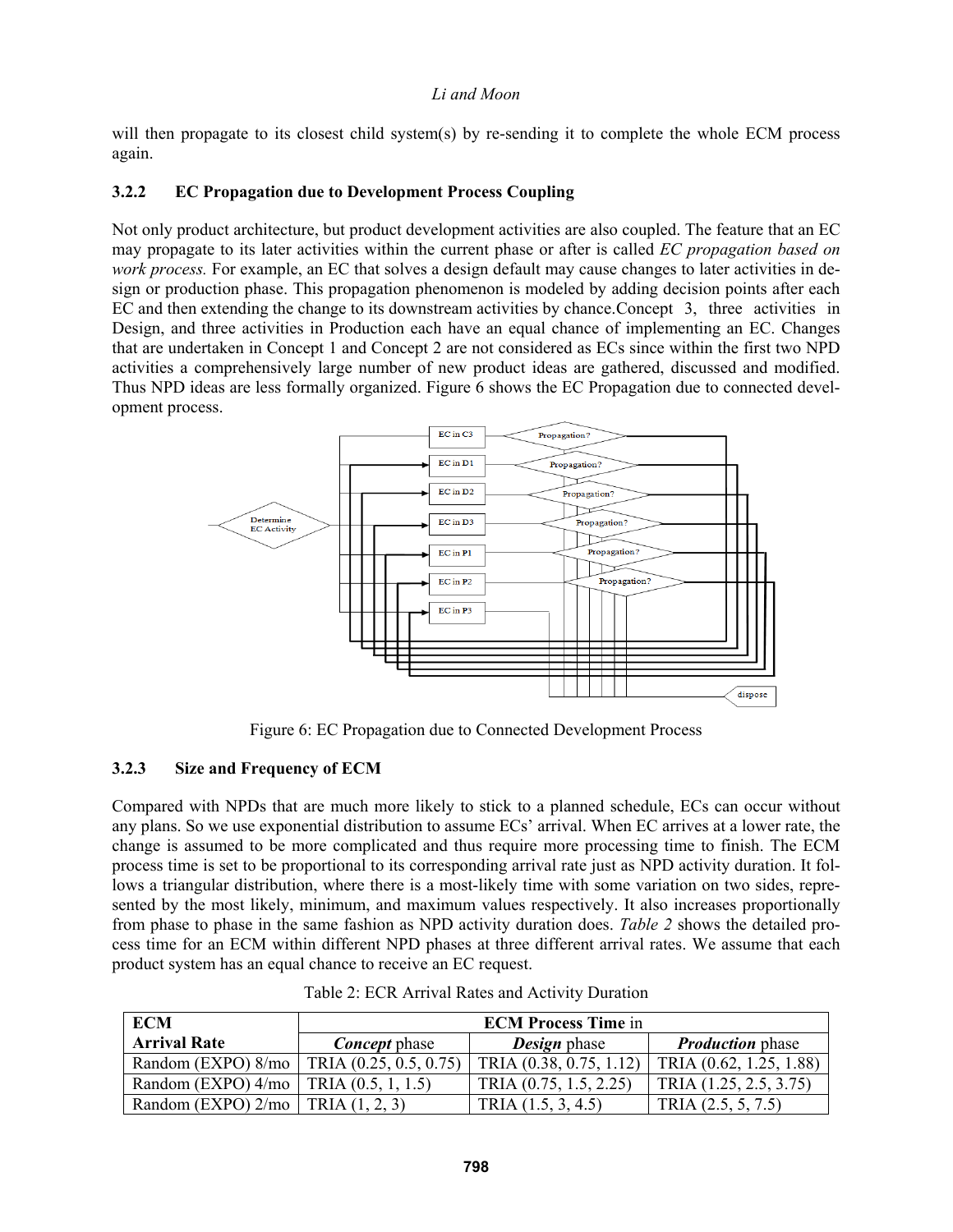will then propagate to its closest child system(s) by re-sending it to complete the whole ECM process again.

### 3.2.2 EC Propagation due to Development Process Coupling

Not only product architecture, but product development activities are also coupled. The feature that an EC may propagate to its later activities within the current phase or after is called *EC propagation based on work process.* For example, an EC that solves a design default may cause changes to later activities in design or production phase. This propagation phenomenon is modeled by adding decision points after each EC and then extending the change to its downstream activities by chance.Concept 3, three activities in Design, and three activities in Production each have an equal chance of implementing an EC. Changes that are undertaken in Concept 1 and Concept 2 are not considered as ECs since within the first two NPD activities a comprehensively large number of new product ideas are gathered, discussed and modified. Thus NPD ideas are less formally organized. Figure 6 shows the EC Propagation due to connected development process.

Figure 6: EC Propagation due to Connected Development Process

### 3.2.3 Size and Frequency of ECM

Compared with NPDs that are much more likely to stick to a planned schedule, ECs can occur without any plans. So we use exponential distribution to assume ECs' arrival. When EC arrives at a lower rate, the change is assumed to be more complicated and thus require more processing time to finish. The ECM process time is set to be proportional to its corresponding arrival rate just as NPD activity duration. It follows a triangular distribution, where there is a most-likely time with some variation on two sides, represented by the most likely, minimum, and maximum values respectively. It also increases proportionally from phase to phase in the same fashion as NPD activity duration does. *Table 2* shows the detailed process time for an ECM within different NPD phases at three different arrival rates. We assume that each product system has an equal chance to receive an EC request.

Table 2: ECR Arrival Rates and Activity Duration

| ECM | ECM Process Time in | | |
|---|---|---|---|
| Arrival Rate | ***Concept*** phase | ***Design*** phase | ***Production*** phase |
| Random (EXPO) 8/mo | TRIA (0.25, 0.5, 0.75) | TRIA (0.38, 0.75, 1.12) | TRIA (0.62, 1.25, 1.88) |
| Random (EXPO) 4/mo | TRIA (0.5, 1, 1.5) | TRIA (0.75, 1.5, 2.25) | TRIA (1.25, 2.5, 3.75) |
| Random (EXPO) 2/mo | TRIA (1, 2, 3) | TRIA (1.5, 3, 4.5) | TRIA (2.5, 5, 7.5) |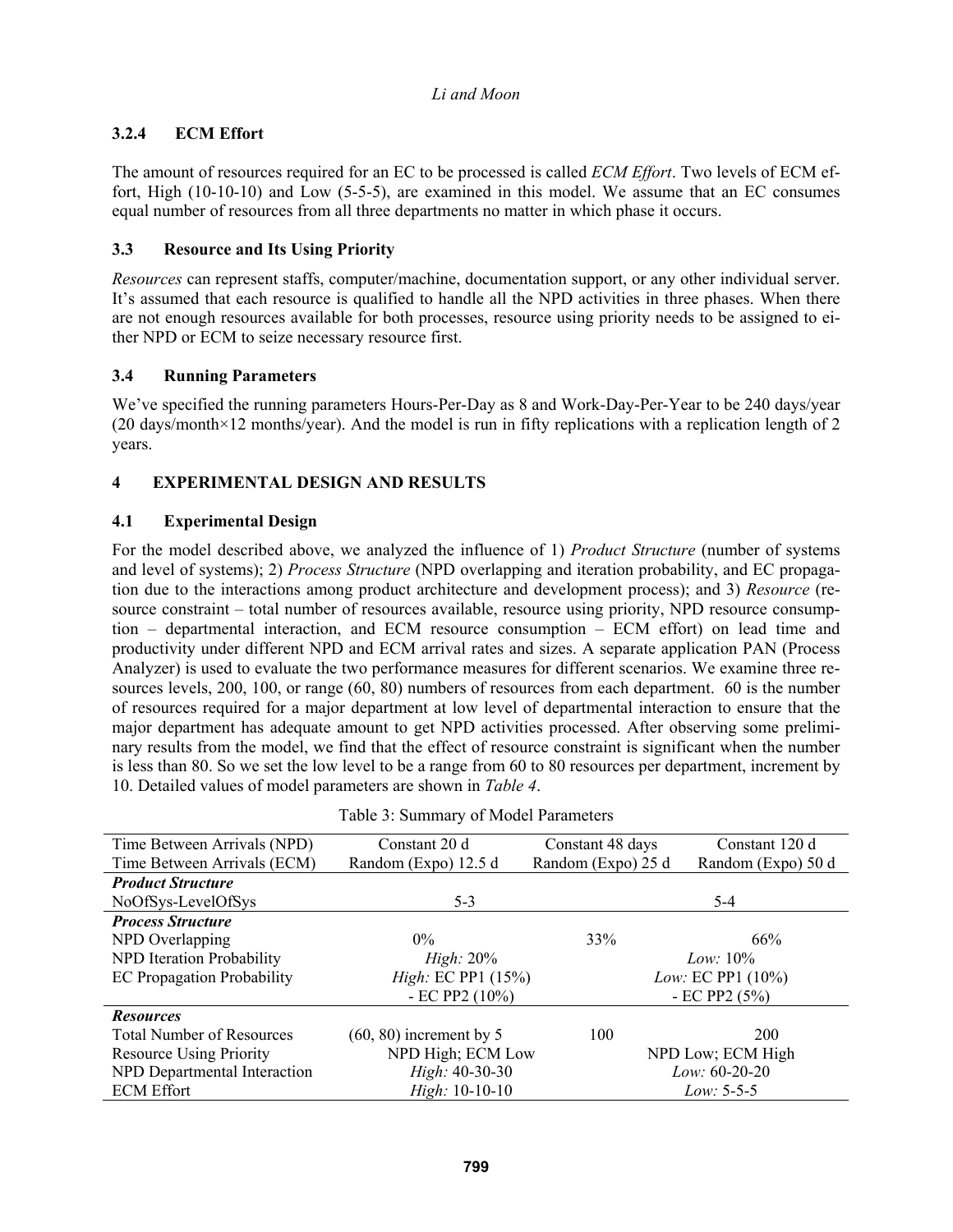### 3.2.4 ECM Effort

The amount of resources required for an EC to be processed is called *ECM Effort*. Two levels of ECM effort, High (10-10-10) and Low (5-5-5), are examined in this model. We assume that an EC consumes equal number of resources from all three departments no matter in which phase it occurs.

### 3.3 Resource and Its Using Priority

*Resources* can represent staffs, computer/machine, documentation support, or any other individual server. It's assumed that each resource is qualified to handle all the NPD activities in three phases. When there are not enough resources available for both processes, resource using priority needs to be assigned to either NPD or ECM to seize necessary resource first.

### 3.4 Running Parameters

We've specified the running parameters Hours-Per-Day as 8 and Work-Day-Per-Year to be 240 days/year (20 days/month×12 months/year). And the model is run in fifty replications with a replication length of 2 years.

## 4 EXPERIMENTAL DESIGN AND RESULTS

### 4.1 Experimental Design

For the model described above, we analyzed the influence of 1) *Product Structure* (number of systems and level of systems); 2) *Process Structure* (NPD overlapping and iteration probability, and EC propagation due to the interactions among product architecture and development process); and 3) *Resource* (resource constraint – total number of resources available, resource using priority, NPD resource consumption – departmental interaction, and ECM resource consumption – ECM effort) on lead time and productivity under different NPD and ECM arrival rates and sizes. A separate application PAN (Process Analyzer) is used to evaluate the two performance measures for different scenarios. We examine three resources levels, 200, 100, or range (60, 80) numbers of resources from each department. 60 is the number of resources required for a major department at low level of departmental interaction to ensure that the major department has adequate amount to get NPD activities processed. After observing some preliminary results from the model, we find that the effect of resource constraint is significant when the number is less than 80. So we set the low level to be a range from 60 to 80 resources per department, increment by 10. Detailed values of model parameters are shown in *Table 4*.

Table 3: Summary of Model Parameters

| | | | |
|---|---|---|---|
| Time Between Arrivals (NPD) | Constant 20 d | Constant 48 days | Constant 120 d |
| Time Between Arrivals (ECM) | Random (Expo) 12.5 d | Random (Expo) 25 d | Random (Expo) 50 d |
| ***Product Structure*** | | | |
| NoOfSys-LevelOfSys | 5-3 | | 5-4 |
| ***Process Structure*** | | | |
| NPD Overlapping | 0% | 33% | 66% |
| NPD Iteration Probability | *High:* 20% | | *Low:* 10% |
| EC Propagation Probability | *High:* EC PP1 (15%) - EC PP2 (10%) | | *Low:* EC PP1 (10%) - EC PP2 (5%) |
| ***Resources*** | | | |
| Total Number of Resources | (60, 80) increment by 5 | 100 | 200 |
| Resource Using Priority | NPD High; ECM Low | | NPD Low; ECM High |
| NPD Departmental Interaction | *High:* 40-30-30 | | *Low:* 60-20-20 |
| ECM Effort | *High:* 10-10-10 | | *Low:* 5-5-5 |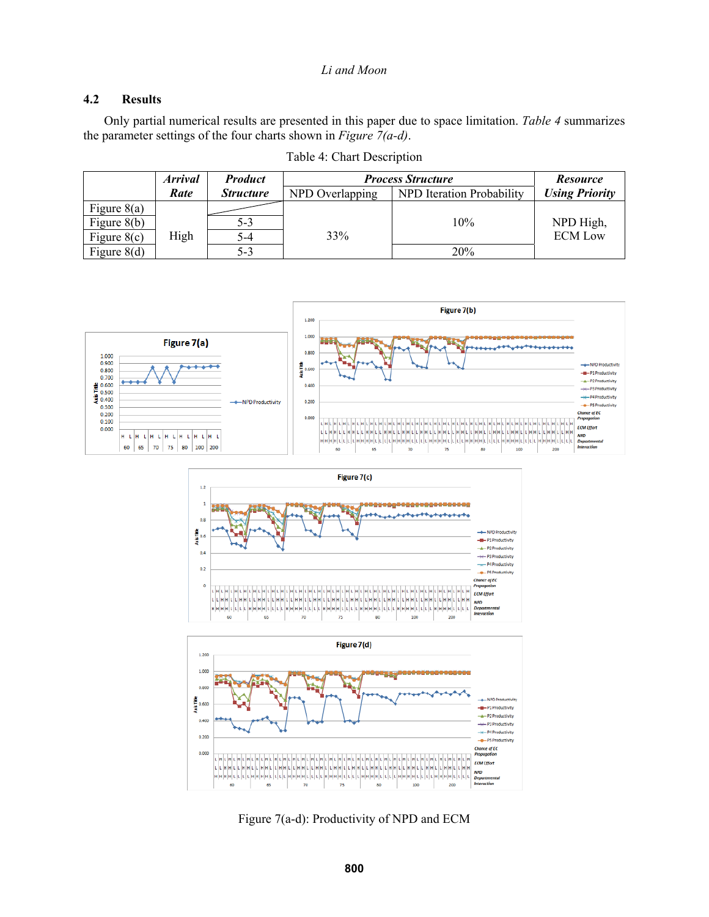## 4.2 Results

Only partial numerical results are presented in this paper due to space limitation. *Table 4* summarizes the parameter settings of the four charts shown in *Figure 7(a-d)*.

Table 4: Chart Description

| | ***Arrival Rate*** | ***Product Structure*** | ***Process Structure*** | | ***Resource Using Priority*** |
|---|---|---|---|---|---|
| | | | NPD Overlapping | NPD Iteration Probability | |
| Figure 8(a) | High | | 33% | 10% | NPD High, ECM Low |
| Figure 8(b) | High | 5-3 | 33% | 10% | NPD High, ECM Low |
| Figure 8(c) | High | 5-4 | 33% | 10% | NPD High, ECM Low |
| Figure 8(d) | High | 5-3 | 33% | 20% | NPD High, ECM Low |

Figure 7(a-d): Productivity of NPD and ECM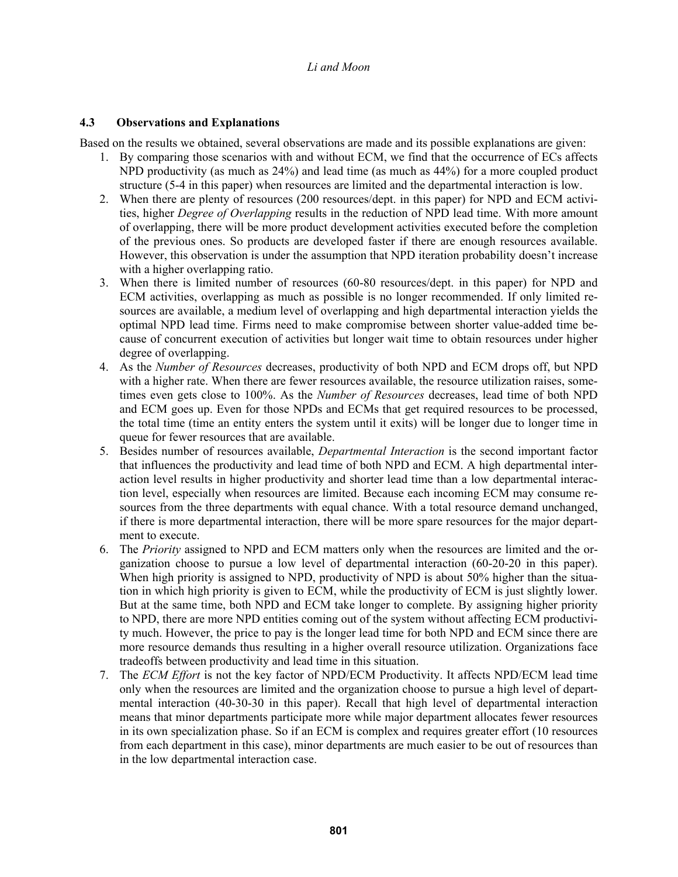### 4.3 Observations and Explanations

Based on the results we obtained, several observations are made and its possible explanations are given:

1. By comparing those scenarios with and without ECM, we find that the occurrence of ECs affects NPD productivity (as much as 24%) and lead time (as much as 44%) for a more coupled product structure (5-4 in this paper) when resources are limited and the departmental interaction is low.
2. When there are plenty of resources (200 resources/dept. in this paper) for NPD and ECM activities, higher *Degree of Overlapping* results in the reduction of NPD lead time. With more amount of overlapping, there will be more product development activities executed before the completion of the previous ones. So products are developed faster if there are enough resources available. However, this observation is under the assumption that NPD iteration probability doesn't increase with a higher overlapping ratio.
3. When there is limited number of resources (60-80 resources/dept. in this paper) for NPD and ECM activities, overlapping as much as possible is no longer recommended. If only limited resources are available, a medium level of overlapping and high departmental interaction yields the optimal NPD lead time. Firms need to make compromise between shorter value-added time because of concurrent execution of activities but longer wait time to obtain resources under higher degree of overlapping.
4. As the *Number of Resources* decreases, productivity of both NPD and ECM drops off, but NPD with a higher rate. When there are fewer resources available, the resource utilization raises, sometimes even gets close to 100%. As the *Number of Resources* decreases, lead time of both NPD and ECM goes up. Even for those NPDs and ECMs that get required resources to be processed, the total time (time an entity enters the system until it exits) will be longer due to longer time in queue for fewer resources that are available.
5. Besides number of resources available, *Departmental Interaction* is the second important factor that influences the productivity and lead time of both NPD and ECM. A high departmental interaction level results in higher productivity and shorter lead time than a low departmental interaction level, especially when resources are limited. Because each incoming ECM may consume resources from the three departments with equal chance. With a total resource demand unchanged, if there is more departmental interaction, there will be more spare resources for the major department to execute.
6. The *Priority* assigned to NPD and ECM matters only when the resources are limited and the organization choose to pursue a low level of departmental interaction (60-20-20 in this paper). When high priority is assigned to NPD, productivity of NPD is about 50% higher than the situation in which high priority is given to ECM, while the productivity of ECM is just slightly lower. But at the same time, both NPD and ECM take longer to complete. By assigning higher priority to NPD, there are more NPD entities coming out of the system without affecting ECM productivity much. However, the price to pay is the longer lead time for both NPD and ECM since there are more resource demands thus resulting in a higher overall resource utilization. Organizations face tradeoffs between productivity and lead time in this situation.
7. The *ECM Effort* is not the key factor of NPD/ECM Productivity. It affects NPD/ECM lead time only when the resources are limited and the organization choose to pursue a high level of departmental interaction (40-30-30 in this paper). Recall that high level of departmental interaction means that minor departments participate more while major department allocates fewer resources in its own specialization phase. So if an ECM is complex and requires greater effort (10 resources from each department in this case), minor departments are much easier to be out of resources than in the low departmental interaction case.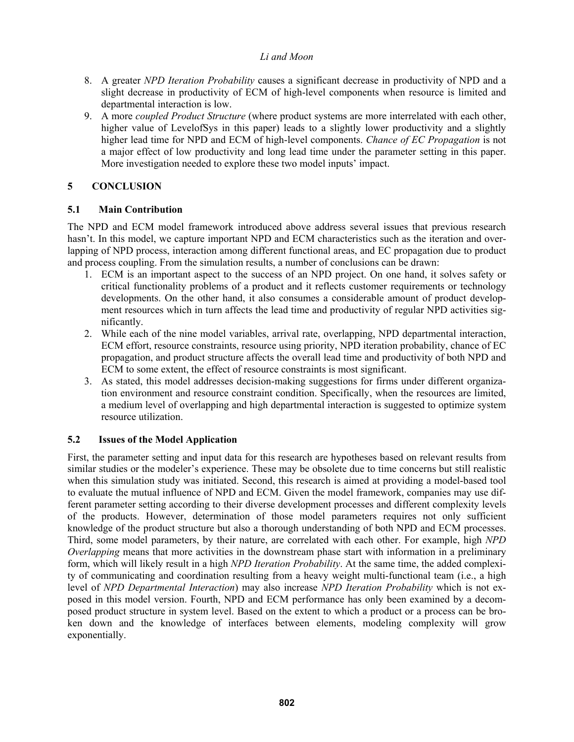8. A greater *NPD Iteration Probability* causes a significant decrease in productivity of NPD and a slight decrease in productivity of ECM of high-level components when resource is limited and departmental interaction is low.
9. A more *coupled Product Structure* (where product systems are more interrelated with each other, higher value of LevelofSys in this paper) leads to a slightly lower productivity and a slightly higher lead time for NPD and ECM of high-level components. *Chance of EC Propagation* is not a major effect of low productivity and long lead time under the parameter setting in this paper. More investigation needed to explore these two model inputs' impact.

# 5 CONCLUSION

## 5.1 Main Contribution

The NPD and ECM model framework introduced above address several issues that previous research hasn't. In this model, we capture important NPD and ECM characteristics such as the iteration and overlapping of NPD process, interaction among different functional areas, and EC propagation due to product and process coupling. From the simulation results, a number of conclusions can be drawn:

1. ECM is an important aspect to the success of an NPD project. On one hand, it solves safety or critical functionality problems of a product and it reflects customer requirements or technology developments. On the other hand, it also consumes a considerable amount of product development resources which in turn affects the lead time and productivity of regular NPD activities significantly.
2. While each of the nine model variables, arrival rate, overlapping, NPD departmental interaction, ECM effort, resource constraints, resource using priority, NPD iteration probability, chance of EC propagation, and product structure affects the overall lead time and productivity of both NPD and ECM to some extent, the effect of resource constraints is most significant.
3. As stated, this model addresses decision-making suggestions for firms under different organization environment and resource constraint condition. Specifically, when the resources are limited, a medium level of overlapping and high departmental interaction is suggested to optimize system resource utilization.

## 5.2 Issues of the Model Application

First, the parameter setting and input data for this research are hypotheses based on relevant results from similar studies or the modeler's experience. These may be obsolete due to time concerns but still realistic when this simulation study was initiated. Second, this research is aimed at providing a model-based tool to evaluate the mutual influence of NPD and ECM. Given the model framework, companies may use different parameter setting according to their diverse development processes and different complexity levels of the products. However, determination of those model parameters requires not only sufficient knowledge of the product structure but also a thorough understanding of both NPD and ECM processes. Third, some model parameters, by their nature, are correlated with each other. For example, high *NPD Overlapping* means that more activities in the downstream phase start with information in a preliminary form, which will likely result in a high *NPD Iteration Probability*. At the same time, the added complexity of communicating and coordination resulting from a heavy weight multi-functional team (i.e., a high level of *NPD Departmental Interaction*) may also increase *NPD Iteration Probability* which is not exposed in this model version. Fourth, NPD and ECM performance has only been examined by a decomposed product structure in system level. Based on the extent to which a product or a process can be broken down and the knowledge of interfaces between elements, modeling complexity will grow exponentially.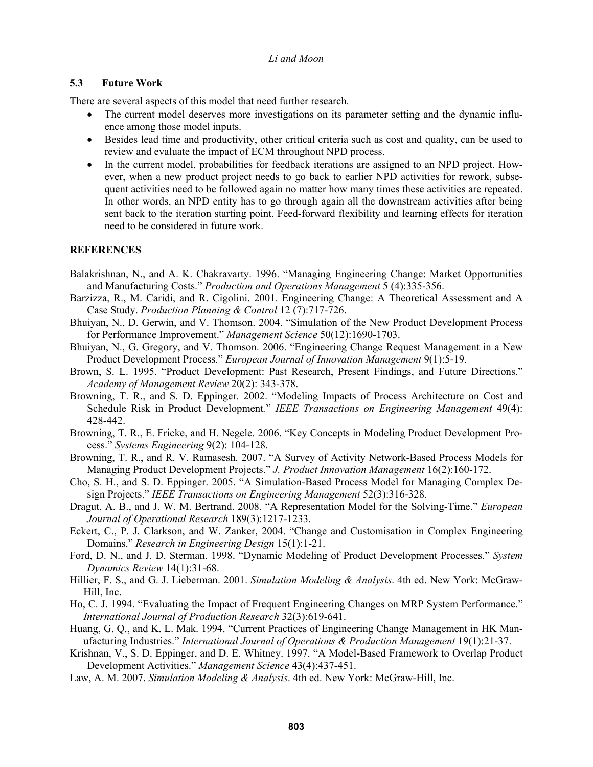### 5.3 Future Work

There are several aspects of this model that need further research.

- The current model deserves more investigations on its parameter setting and the dynamic influence among those model inputs.
- Besides lead time and productivity, other critical criteria such as cost and quality, can be used to review and evaluate the impact of ECM throughout NPD process.
- In the current model, probabilities for feedback iterations are assigned to an NPD project. However, when a new product project needs to go back to earlier NPD activities for rework, subsequent activities need to be followed again no matter how many times these activities are repeated. In other words, an NPD entity has to go through again all the downstream activities after being sent back to the iteration starting point. Feed-forward flexibility and learning effects for iteration need to be considered in future work.

## REFERENCES

Balakrishnan, N., and A. K. Chakravarty. 1996. "Managing Engineering Change: Market Opportunities and Manufacturing Costs." *Production and Operations Management* 5 (4):335-356.

Barzizza, R., M. Caridi, and R. Cigolini. 2001. Engineering Change: A Theoretical Assessment and A Case Study. *Production Planning & Control* 12 (7):717-726.

Bhuiyan, N., D. Gerwin, and V. Thomson. 2004. "Simulation of the New Product Development Process for Performance Improvement." *Management Science* 50(12):1690-1703.

Bhuiyan, N., G. Gregory, and V. Thomson. 2006. "Engineering Change Request Management in a New Product Development Process." *European Journal of Innovation Management* 9(1):5-19.

Brown, S. L. 1995. "Product Development: Past Research, Present Findings, and Future Directions." *Academy of Management Review* 20(2): 343-378.

Browning, T. R., and S. D. Eppinger. 2002. "Modeling Impacts of Process Architecture on Cost and Schedule Risk in Product Development." *IEEE Transactions on Engineering Management* 49(4): 428-442.

Browning, T. R., E. Fricke, and H. Negele. 2006. "Key Concepts in Modeling Product Development Process." *Systems Engineering* 9(2): 104-128.

Browning, T. R., and R. V. Ramasesh. 2007. "A Survey of Activity Network-Based Process Models for Managing Product Development Projects." *J. Product Innovation Management* 16(2):160-172.

Cho, S. H., and S. D. Eppinger. 2005. "A Simulation-Based Process Model for Managing Complex Design Projects." *IEEE Transactions on Engineering Management* 52(3):316-328.

Dragut, A. B., and J. W. M. Bertrand. 2008. "A Representation Model for the Solving-Time." *European Journal of Operational Research* 189(3):1217-1233.

Eckert, C., P. J. Clarkson, and W. Zanker, 2004. "Change and Customisation in Complex Engineering Domains." *Research in Engineering Design* 15(1):1-21.

Ford, D. N., and J. D. Sterman. 1998. "Dynamic Modeling of Product Development Processes." *System Dynamics Review* 14(1):31-68.

Hillier, F. S., and G. J. Lieberman. 2001. *Simulation Modeling & Analysis*. 4th ed. New York: McGraw-Hill, Inc.

Ho, C. J. 1994. "Evaluating the Impact of Frequent Engineering Changes on MRP System Performance." *International Journal of Production Research* 32(3):619-641.

Huang, G. Q., and K. L. Mak. 1994. "Current Practices of Engineering Change Management in HK Manufacturing Industries." *International Journal of Operations & Production Management* 19(1):21-37.

Krishnan, V., S. D. Eppinger, and D. E. Whitney. 1997. "A Model-Based Framework to Overlap Product Development Activities." *Management Science* 43(4):437-451.

Law, A. M. 2007. *Simulation Modeling & Analysis*. 4th ed. New York: McGraw-Hill, Inc.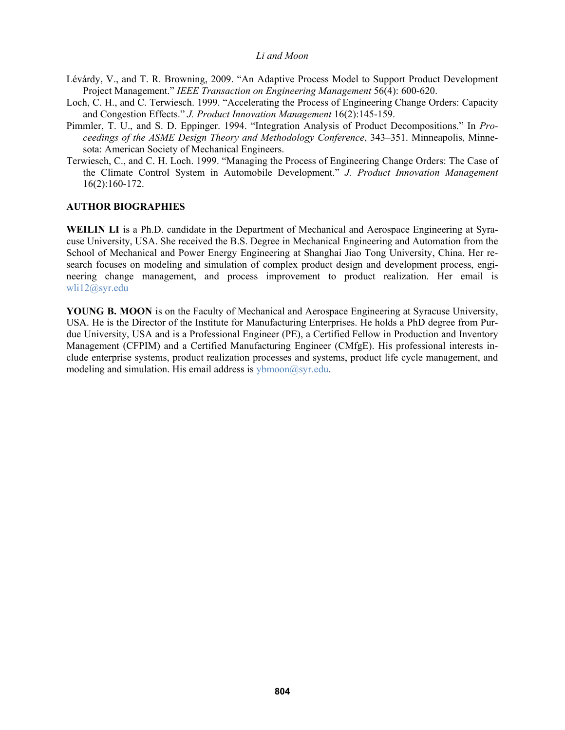Lévárdy, V., and T. R. Browning, 2009. "An Adaptive Process Model to Support Product Development Project Management." *IEEE Transaction on Engineering Management* 56(4): 600-620.

Loch, C. H., and C. Terwiesch. 1999. "Accelerating the Process of Engineering Change Orders: Capacity and Congestion Effects." *J. Product Innovation Management* 16(2):145-159.

Pimmler, T. U., and S. D. Eppinger. 1994. "Integration Analysis of Product Decompositions." In *Proceedings of the ASME Design Theory and Methodology Conference*, 343–351. Minneapolis, Minnesota: American Society of Mechanical Engineers.

Terwiesch, C., and C. H. Loch. 1999. "Managing the Process of Engineering Change Orders: The Case of the Climate Control System in Automobile Development." *J. Product Innovation Management* 16(2):160-172.

## AUTHOR BIOGRAPHIES

**WEILIN LI** is a Ph.D. candidate in the Department of Mechanical and Aerospace Engineering at Syracuse University, USA. She received the B.S. Degree in Mechanical Engineering and Automation from the School of Mechanical and Power Energy Engineering at Shanghai Jiao Tong University, China. Her research focuses on modeling and simulation of complex product design and development process, engineering change management, and process improvement to product realization. Her email is wli12@syr.edu

**YOUNG B. MOON** is on the Faculty of Mechanical and Aerospace Engineering at Syracuse University, USA. He is the Director of the Institute for Manufacturing Enterprises. He holds a PhD degree from Purdue University, USA and is a Professional Engineer (PE), a Certified Fellow in Production and Inventory Management (CFPIM) and a Certified Manufacturing Engineer (CMfgE). His professional interests include enterprise systems, product realization processes and systems, product life cycle management, and modeling and simulation. His email address is ybmoon@syr.edu.